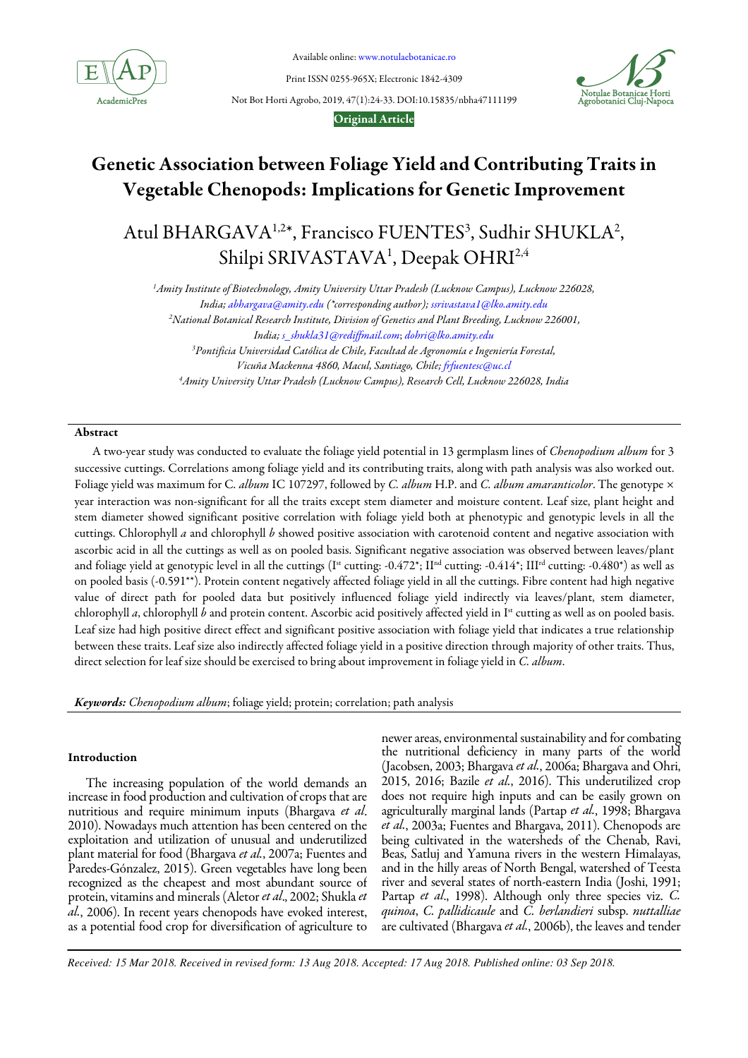Original Article

# Genetic Association between Foliage Yield and Contributing Traits in Vegetable Chenopods: Implications for Genetic Improvement

Atul BHARGAVA[1,2*], Francisco FUENTES[3], Sudhir SHUKLA[2], Shilpi SRIVASTAVA[1], Deepak OHRI[2,4]

[1]*Amity Institute of Biotechnology, Amity University Uttar Pradesh (Lucknow Campus), Lucknow 226028, India; abhargava@amity.edu (*corresponding author); ssrivastava1@lko.amity.edu*
[2]*National Botanical Research Institute, Division of Genetics and Plant Breeding, Lucknow 226001, India; s_shukla31@rediffmail.com; dohri@lko.amity.edu*
[3]*Pontificia Universidad Católica de Chile, Facultad de Agronomía e Ingeniería Forestal, Vicuña Mackenna 4860, Macul, Santiago, Chile; frfuentesc@uc.cl*
[4]*Amity University Uttar Pradesh (Lucknow Campus), Research Cell, Lucknow 226028, India*

## Abstract

A two-year study was conducted to evaluate the foliage yield potential in 13 germplasm lines of *Chenopodium album* for 3 successive cuttings. Correlations among foliage yield and its contributing traits, along with path analysis was also worked out. Foliage yield was maximum for C. *album* IC 107297, followed by *C. album* H.P. and *C. album amaranticolor*. The genotype × year interaction was non-significant for all the traits except stem diameter and moisture content. Leaf size, plant height and stem diameter showed significant positive correlation with foliage yield both at phenotypic and genotypic levels in all the cuttings. Chlorophyll *a* and chlorophyll *b* showed positive association with carotenoid content and negative association with ascorbic acid in all the cuttings as well as on pooled basis. Significant negative association was observed between leaves/plant and foliage yield at genotypic level in all the cuttings (I$^{st}$ cutting: -0.472*; II$^{nd}$ cutting: -0.414*; III$^{rd}$ cutting: -0.480*) as well as on pooled basis (-0.591**). Protein content negatively affected foliage yield in all the cuttings. Fibre content had high negative value of direct path for pooled data but positively influenced foliage yield indirectly via leaves/plant, stem diameter, chlorophyll *a*, chlorophyll *b* and protein content. Ascorbic acid positively affected yield in I$^{st}$ cutting as well as on pooled basis. Leaf size had high positive direct effect and significant positive association with foliage yield that indicates a true relationship between these traits. Leaf size also indirectly affected foliage yield in a positive direction through majority of other traits. Thus, direct selection for leaf size should be exercised to bring about improvement in foliage yield in *C. album*.

***Keywords:*** *Chenopodium album*; foliage yield; protein; correlation; path analysis

## Introduction

The increasing population of the world demands an increase in food production and cultivation of crops that are nutritious and require minimum inputs (Bhargava *et al*. 2010). Nowadays much attention has been centered on the exploitation and utilization of unusual and underutilized plant material for food (Bhargava *et al.*, 2007a; Fuentes and Paredes-Gónzalez, 2015). Green vegetables have long been recognized as the cheapest and most abundant source of protein, vitamins and minerals (Aletor *et al*., 2002; Shukla *et al.*, 2006). In recent years chenopods have evoked interest, as a potential food crop for diversification of agriculture to newer areas, environmental sustainability and for combating the nutritional deficiency in many parts of the world (Jacobsen, 2003; Bhargava *et al.*, 2006a; Bhargava and Ohri, 2015, 2016; Bazile *et al.*, 2016). This underutilized crop does not require high inputs and can be easily grown on agriculturally marginal lands (Partap *et al.*, 1998; Bhargava *et al.*, 2003a; Fuentes and Bhargava, 2011). Chenopods are being cultivated in the watersheds of the Chenab, Ravi, Beas, Satluj and Yamuna rivers in the western Himalayas, and in the hilly areas of North Bengal, watershed of Teesta river and several states of north-eastern India (Joshi, 1991; Partap *et al*., 1998). Although only three species viz. *C. quinoa*, *C. pallidicaule* and *C. berlandieri* subsp. *nuttalliae* are cultivated (Bhargava *et al.*, 2006b), the leaves and tender

*Received: 15 Mar 2018. Received in revised form: 13 Aug 2018. Accepted: 17 Aug 2018. Published online: 03 Sep 2018.*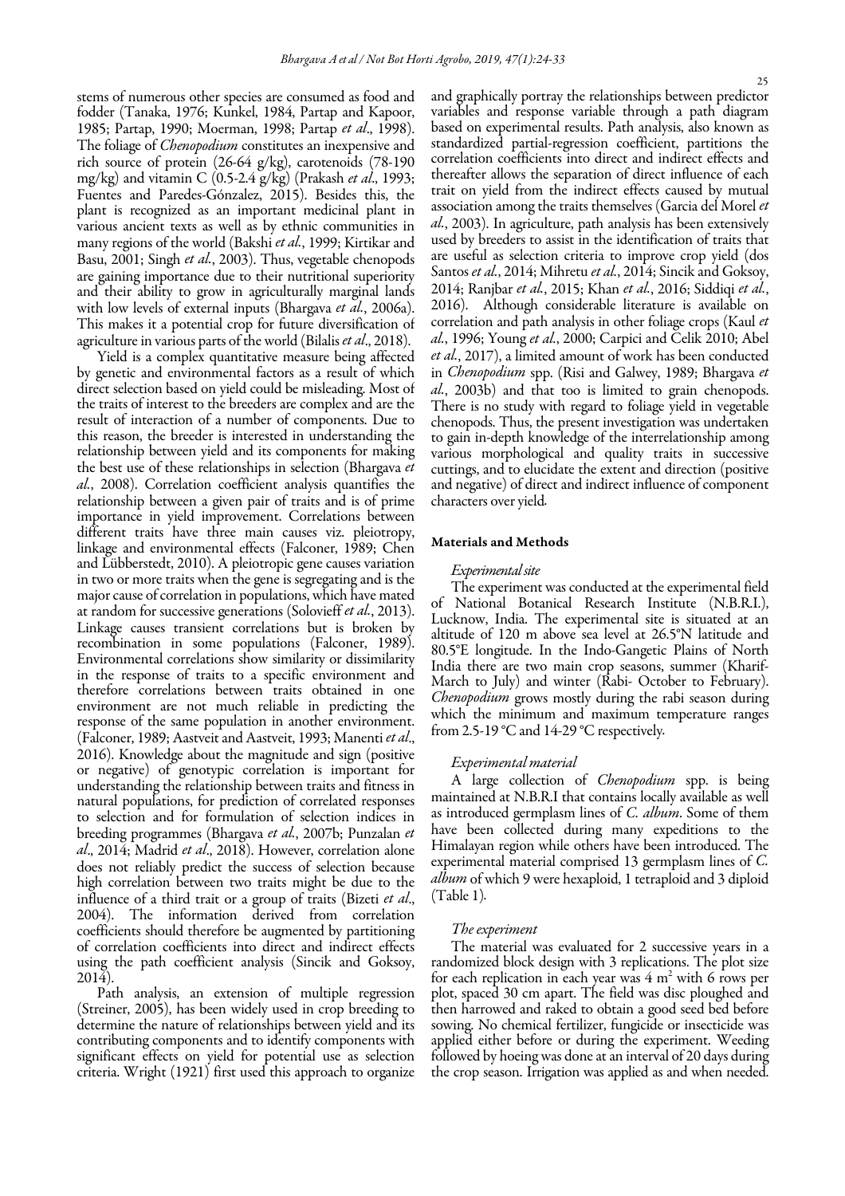stems of numerous other species are consumed as food and fodder (Tanaka, 1976; Kunkel, 1984, Partap and Kapoor, 1985; Partap, 1990; Moerman, 1998; Partap *et al*., 1998). The foliage of *Chenopodium* constitutes an inexpensive and rich source of protein (26-64 g/kg), carotenoids (78-190 mg/kg) and vitamin C (0.5-2.4 g/kg) (Prakash *et al*., 1993; Fuentes and Paredes-Gónzalez, 2015). Besides this, the plant is recognized as an important medicinal plant in various ancient texts as well as by ethnic communities in many regions of the world (Bakshi *et al*., 1999; Kirtikar and Basu, 2001; Singh *et al*., 2003). Thus, vegetable chenopods are gaining importance due to their nutritional superiority and their ability to grow in agriculturally marginal lands with low levels of external inputs (Bhargava *et al*., 2006a). This makes it a potential crop for future diversification of agriculture in various parts of the world (Bilalis *et al*., 2018).

Yield is a complex quantitative measure being affected by genetic and environmental factors as a result of which direct selection based on yield could be misleading. Most of the traits of interest to the breeders are complex and are the result of interaction of a number of components. Due to this reason, the breeder is interested in understanding the relationship between yield and its components for making the best use of these relationships in selection (Bhargava *et al*., 2008). Correlation coefficient analysis quantifies the relationship between a given pair of traits and is of prime importance in yield improvement. Correlations between different traits have three main causes viz. pleiotropy, linkage and environmental effects (Falconer, 1989; Chen and Lübberstedt, 2010). A pleiotropic gene causes variation in two or more traits when the gene is segregating and is the major cause of correlation in populations, which have mated at random for successive generations (Solovieff *et al*., 2013). Linkage causes transient correlations but is broken by recombination in some populations (Falconer, 1989). Environmental correlations show similarity or dissimilarity in the response of traits to a specific environment and therefore correlations between traits obtained in one environment are not much reliable in predicting the response of the same population in another environment. (Falconer, 1989; Aastveit and Aastveit, 1993; Manenti *et al*., 2016). Knowledge about the magnitude and sign (positive or negative) of genotypic correlation is important for understanding the relationship between traits and fitness in natural populations, for prediction of correlated responses to selection and for formulation of selection indices in breeding programmes (Bhargava *et al*., 2007b; Punzalan *et al*., 2014; Madrid *et al*., 2018). However, correlation alone does not reliably predict the success of selection because high correlation between two traits might be due to the influence of a third trait or a group of traits (Bizeti *et al*., 2004). The information derived from correlation coefficients should therefore be augmented by partitioning of correlation coefficients into direct and indirect effects using the path coefficient analysis (Sincik and Goksoy, 2014).

Path analysis, an extension of multiple regression (Streiner, 2005), has been widely used in crop breeding to determine the nature of relationships between yield and its contributing components and to identify components with significant effects on yield for potential use as selection criteria. Wright (1921) first used this approach to organize and graphically portray the relationships between predictor variables and response variable through a path diagram based on experimental results. Path analysis, also known as standardized partial-regression coefficient, partitions the correlation coefficients into direct and indirect effects and thereafter allows the separation of direct influence of each trait on yield from the indirect effects caused by mutual association among the traits themselves (Garcia del Morel *et al*., 2003). In agriculture, path analysis has been extensively used by breeders to assist in the identification of traits that are useful as selection criteria to improve crop yield (dos Santos *et al*., 2014; Mihretu *et al*., 2014; Sincik and Goksoy, 2014; Ranjbar *et al*., 2015; Khan *et al*., 2016; Siddiqi *et al*., 2016). Although considerable literature is available on correlation and path analysis in other foliage crops (Kaul *et al*., 1996; Young *et al*., 2000; Carpici and Celik 2010; Abel *et al*., 2017), a limited amount of work has been conducted in *Chenopodium* spp. (Risi and Galwey, 1989; Bhargava *et al*., 2003b) and that too is limited to grain chenopods. There is no study with regard to foliage yield in vegetable chenopods. Thus, the present investigation was undertaken to gain in-depth knowledge of the interrelationship among various morphological and quality traits in successive cuttings, and to elucidate the extent and direction (positive and negative) of direct and indirect influence of component characters over yield.

## Materials and Methods

### *Experimental site*

The experiment was conducted at the experimental field of National Botanical Research Institute (N.B.R.I.), Lucknow, India. The experimental site is situated at an altitude of 120 m above sea level at 26.5°N latitude and 80.5°E longitude. In the Indo-Gangetic Plains of North India there are two main crop seasons, summer (Kharif-March to July) and winter (Rabi- October to February). *Chenopodium* grows mostly during the rabi season during which the minimum and maximum temperature ranges from 2.5-19 °C and 14-29 °C respectively.

### *Experimental material*

A large collection of *Chenopodium* spp. is being maintained at N.B.R.I that contains locally available as well as introduced germplasm lines of *C. album*. Some of them have been collected during many expeditions to the Himalayan region while others have been introduced. The experimental material comprised 13 germplasm lines of *C. album* of which 9 were hexaploid, 1 tetraploid and 3 diploid (Table 1).

### *The experiment*

The material was evaluated for 2 successive years in a randomized block design with 3 replications. The plot size for each replication in each year was 4 m$^2$ with 6 rows per plot, spaced 30 cm apart. The field was disc ploughed and then harrowed and raked to obtain a good seed bed before sowing. No chemical fertilizer, fungicide or insecticide was applied either before or during the experiment. Weeding followed by hoeing was done at an interval of 20 days during the crop season. Irrigation was applied as and when needed.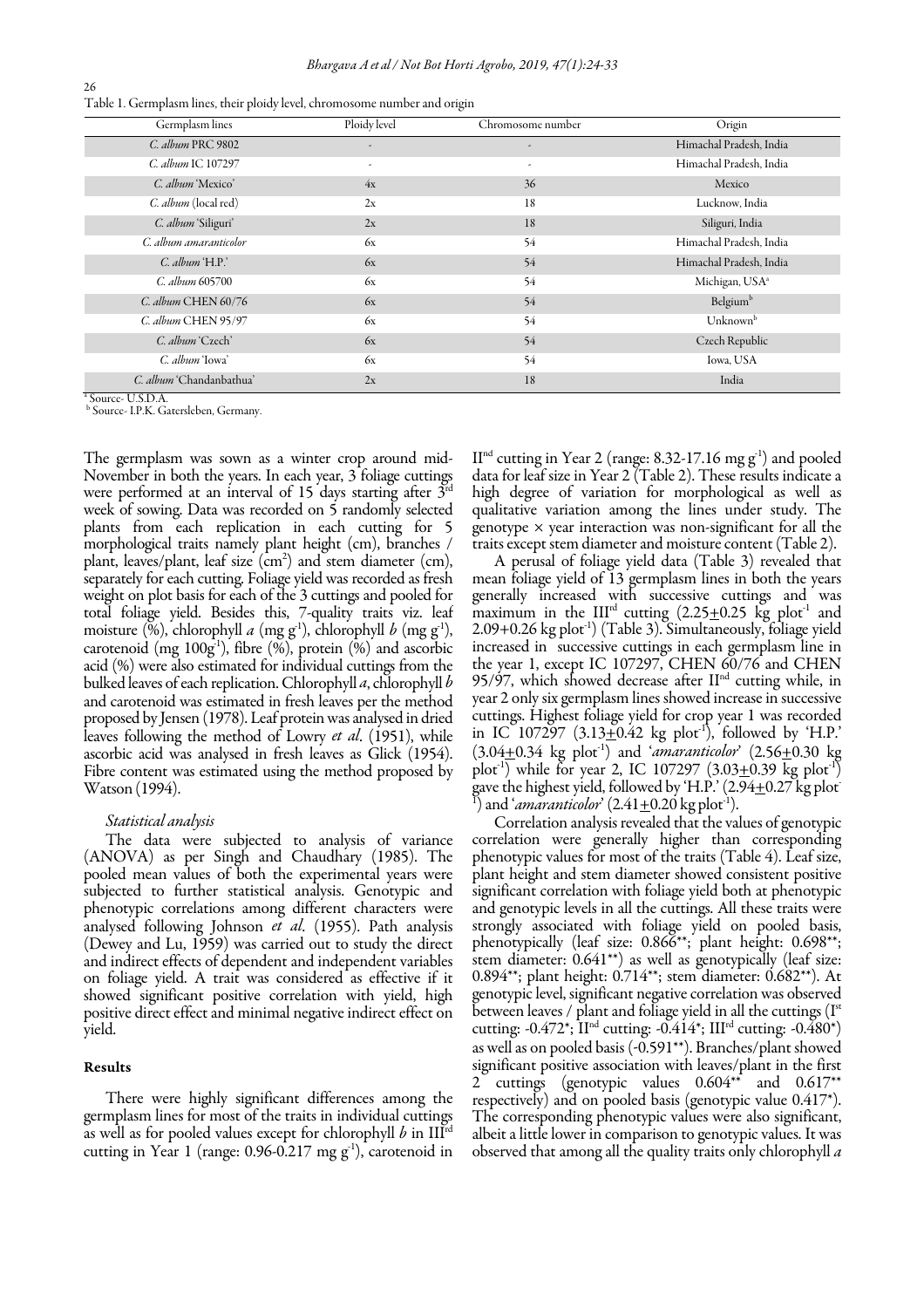Table 1. Germplasm lines, their ploidy level, chromosome number and origin

| Germplasm lines | Ploidy level | Chromosome number | Origin |
|---|---|---|---|
| *C. album* PRC 9802 | - | - | Himachal Pradesh, India |
| *C. album* IC 107297 | - | - | Himachal Pradesh, India |
| *C. album* 'Mexico' | 4x | 36 | Mexico |
| *C. album* (local red) | 2x | 18 | Lucknow, India |
| *C. album* 'Siliguri' | 2x | 18 | Siliguri, India |
| *C. album amaranticolor* | 6x | 54 | Himachal Pradesh, India |
| *C. album* 'H.P.' | 6x | 54 | Himachal Pradesh, India |
| *C. album* 605700 | 6x | 54 | Michigan, USA[a] |
| *C. album* CHEN 60/76 | 6x | 54 | Belgium[b] |
| *C. album* CHEN 95/97 | 6x | 54 | Unknown[b] |
| *C. album* 'Czech' | 6x | 54 | Czech Republic |
| *C. album* 'Iowa' | 6x | 54 | Iowa, USA |
| *C. album* 'Chandanbathua' | 2x | 18 | India |

[a] Source- U.S.D.A.
[b] Source- I.P.K. Gatersleben, Germany.

The germplasm was sown as a winter crop around mid-November in both the years. In each year, 3 foliage cuttings were performed at an interval of 15 days starting after 3[rd] week of sowing. Data was recorded on 5 randomly selected plants from each replication in each cutting for 5 morphological traits namely plant height (cm), branches / plant, leaves/plant, leaf size ($cm^2$) and stem diameter (cm), separately for each cutting. Foliage yield was recorded as fresh weight on plot basis for each of the 3 cuttings and pooled for total foliage yield. Besides this, 7-quality traits viz. leaf moisture (%), chlorophyll *a* (mg $g^{-1}$), chlorophyll *b* (mg $g^{-1}$), carotenoid (mg $100g^{-1}$), fibre (%), protein (%) and ascorbic acid (%) were also estimated for individual cuttings from the bulked leaves of each replication. Chlorophyll *a*, chlorophyll *b* and carotenoid was estimated in fresh leaves per the method proposed by Jensen (1978). Leaf protein was analysed in dried leaves following the method of Lowry *et al*. (1951), while ascorbic acid was analysed in fresh leaves as Glick (1954). Fibre content was estimated using the method proposed by Watson (1994).

### *Statistical analysis*

The data were subjected to analysis of variance (ANOVA) as per Singh and Chaudhary (1985). The pooled mean values of both the experimental years were subjected to further statistical analysis. Genotypic and phenotypic correlations among different characters were analysed following Johnson *et al*. (1955). Path analysis (Dewey and Lu, 1959) was carried out to study the direct and indirect effects of dependent and independent variables on foliage yield. A trait was considered as effective if it showed significant positive correlation with yield, high positive direct effect and minimal negative indirect effect on yield.

## Results

There were highly significant differences among the germplasm lines for most of the traits in individual cuttings as well as for pooled values except for chlorophyll *b* in III[rd] cutting in Year 1 (range: 0.96-0.217 mg $g^{-1}$), carotenoid in II[nd] cutting in Year 2 (range: 8.32-17.16 mg $g^{-1}$) and pooled data for leaf size in Year 2 (Table 2). These results indicate a high degree of variation for morphological as well as qualitative variation among the lines under study. The genotype × year interaction was non-significant for all the traits except stem diameter and moisture content (Table 2).

A perusal of foliage yield data (Table 3) revealed that mean foliage yield of 13 germplasm lines in both the years generally increased with successive cuttings and was maximum in the III[rd] cutting (2.25$\pm$0.25 kg $plot^{-1}$ and 2.09+0.26 kg $plot^{-1}$) (Table 3). Simultaneously, foliage yield increased in successive cuttings in each germplasm line in the year 1, except IC 107297, CHEN 60/76 and CHEN 95/97, which showed decrease after II[nd] cutting while, in year 2 only six germplasm lines showed increase in successive cuttings. Highest foliage yield for crop year 1 was recorded in IC 107297 (3.13$\pm$0.42 kg $plot^{-1}$), followed by 'H.P.' (3.04$\pm$0.34 kg $plot^{-1}$) and '*amaranticolor*' (2.56$\pm$0.30 kg $plot^{-1}$) while for year 2, IC 107297 (3.03$\pm$0.39 kg $plot^{-1}$) gave the highest yield, followed by 'H.P.' (2.94$\pm$0.27 kg $plot^{-1}$) and '*amaranticolor*' (2.41$\pm$0.20 kg $plot^{-1}$).

Correlation analysis revealed that the values of genotypic correlation were generally higher than corresponding phenotypic values for most of the traits (Table 4). Leaf size, plant height and stem diameter showed consistent positive significant correlation with foliage yield both at phenotypic and genotypic levels in all the cuttings. All these traits were strongly associated with foliage yield on pooled basis, phenotypically (leaf size: 0.866**; plant height: 0.698**; stem diameter: 0.641**) as well as genotypically (leaf size: 0.894**; plant height: 0.714**; stem diameter: 0.682**). At genotypic level, significant negative correlation was observed between leaves / plant and foliage yield in all the cuttings (I[st] cutting: -0.472*; II[nd] cutting: -0.414*; III[rd] cutting: -0.480*) as well as on pooled basis (-0.591**). Branches/plant showed significant positive association with leaves/plant in the first 2 cuttings (genotypic values 0.604** and 0.617** respectively) and on pooled basis (genotypic value 0.417*). The corresponding phenotypic values were also significant, albeit a little lower in comparison to genotypic values. It was observed that among all the quality traits only chlorophyll *a*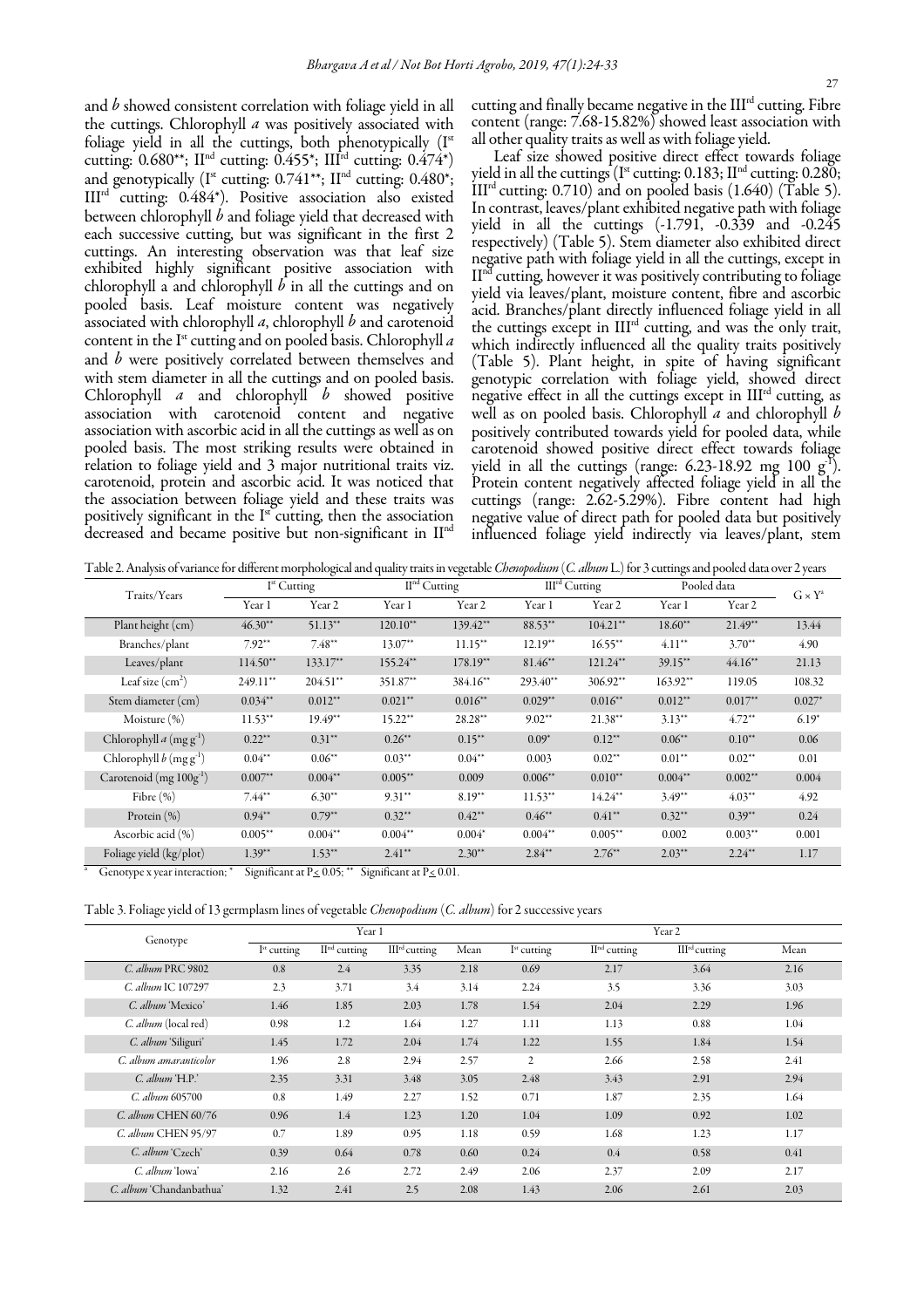and *b* showed consistent correlation with foliage yield in all the cuttings. Chlorophyll *a* was positively associated with foliage yield in all the cuttings, both phenotypically (Ist cutting: 0.680**; IInd cutting: 0.455*; IIIrd cutting: 0.474*) and genotypically (Ist cutting: 0.741**; IInd cutting: 0.480*; IIIrd cutting: 0.484*). Positive association also existed between chlorophyll *b* and foliage yield that decreased with each successive cutting, but was significant in the first 2 cuttings. An interesting observation was that leaf size exhibited highly significant positive association with chlorophyll a and chlorophyll *b* in all the cuttings and on pooled basis. Leaf moisture content was negatively associated with chlorophyll *a*, chlorophyll *b* and carotenoid content in the Ist cutting and on pooled basis. Chlorophyll *a* and *b* were positively correlated between themselves and with stem diameter in all the cuttings and on pooled basis. Chlorophyll *a* and chlorophyll *b* showed positive association with carotenoid content and negative association with ascorbic acid in all the cuttings as well as on pooled basis. The most striking results were obtained in relation to foliage yield and 3 major nutritional traits viz. carotenoid, protein and ascorbic acid. It was noticed that the association between foliage yield and these traits was positively significant in the Ist cutting, then the association decreased and became positive but non-significant in IInd cutting and finally became negative in the IIIrd cutting. Fibre content (range: 7.68-15.82%) showed least association with all other quality traits as well as with foliage yield.

Leaf size showed positive direct effect towards foliage yield in all the cuttings (Ist cutting: 0.183; IInd cutting: 0.280; IIIrd cutting: 0.710) and on pooled basis (1.640) (Table 5). In contrast, leaves/plant exhibited negative path with foliage yield in all the cuttings (-1.791, -0.339 and -0.245 respectively) (Table 5). Stem diameter also exhibited direct negative path with foliage yield in all the cuttings, except in IInd cutting, however it was positively contributing to foliage yield via leaves/plant, moisture content, fibre and ascorbic acid. Branches/plant directly influenced foliage yield in all the cuttings except in IIIrd cutting, and was the only trait, which indirectly influenced all the quality traits positively (Table 5). Plant height, in spite of having significant genotypic correlation with foliage yield, showed direct negative effect in all the cuttings except in IIIrd cutting, as well as on pooled basis. Chlorophyll *a* and chlorophyll *b* positively contributed towards yield for pooled data, while carotenoid showed positive direct effect towards foliage yield in all the cuttings (range: 6.23-18.92 mg 100 g$^{-1}$). Protein content negatively affected foliage yield in all the cuttings (range: 2.62-5.29%). Fibre content had high negative value of direct path for pooled data but positively influenced foliage yield indirectly via leaves/plant, stem

Table 2. Analysis of variance for different morphological and quality traits in vegetable *Chenopodium* (*C. album* L.) for 3 cuttings and pooled data over 2 years

| Traits/Years | Ist Cutting | | IInd Cutting | | IIIrd Cutting | | Pooled data | | G × Y[a] |
|---|---|---|---|---|---|---|---|---|---|
| | Year 1 | Year 2 | Year 1 | Year 2 | Year 1 | Year 2 | Year 1 | Year 2 | |
| Plant height (cm) | 46.30** | 51.13** | 120.10** | 139.42** | 88.53** | 104.21** | 18.60** | 21.49** | 13.44 |
| Branches/plant | 7.92** | 7.48** | 13.07** | 11.15** | 12.19** | 16.55** | 4.11** | 3.70** | 4.90 |
| Leaves/plant | 114.50** | 133.17** | 155.24** | 178.19** | 81.46** | 121.24** | 39.15** | 44.16** | 21.13 |
| Leaf size (cm$^2$) | 249.11** | 204.51** | 351.87** | 384.16** | 293.40** | 306.92** | 163.92** | 119.05 | 108.32 |
| Stem diameter (cm) | 0.034** | 0.012** | 0.021** | 0.016** | 0.029** | 0.016** | 0.012** | 0.017** | 0.027* |
| Moisture (%) | 11.53** | 19.49** | 15.22** | 28.28** | 9.02** | 21.38** | 3.13** | 4.72** | 6.19* |
| Chlorophyll *a* (mg g$^{-1}$) | 0.22** | 0.31** | 0.26** | 0.15** | 0.09* | 0.12** | 0.06** | 0.10** | 0.06 |
| Chlorophyll *b* (mg g$^{-1}$) | 0.04** | 0.06** | 0.03** | 0.04** | 0.003 | 0.02** | 0.01** | 0.02** | 0.01 |
| Carotenoid (mg 100g$^{-1}$) | 0.007** | 0.004** | 0.005** | 0.009 | 0.006** | 0.010** | 0.004** | 0.002** | 0.004 |
| Fibre (%) | 7.44** | 6.30** | 9.31** | 8.19** | 11.53** | 14.24** | 3.49** | 4.03** | 4.92 |
| Protein (%) | 0.94** | 0.79** | 0.32** | 0.42** | 0.46** | 0.41** | 0.32** | 0.39** | 0.24 |
| Ascorbic acid (%) | 0.005** | 0.004** | 0.004** | 0.004* | 0.004** | 0.005** | 0.002 | 0.003** | 0.001 |
| Foliage yield (kg/plot) | 1.39** | 1.53** | 2.41** | 2.30** | 2.84** | 2.76** | 2.03** | 2.24** | 1.17 |

[a] Genotype x year interaction; * Significant at P ≤ 0.05; ** Significant at P ≤ 0.01.

Table 3. Foliage yield of 13 germplasm lines of vegetable *Chenopodium* (*C. album*) for 2 successive years

| Genotype | Year 1 | | | | Year 2 | | | |
|---|---|---|---|---|---|---|---|---|
| | Ist cutting | IInd cutting | IIIrd cutting | Mean | Ist cutting | IInd cutting | IIIrd cutting | Mean |
| *C. album* PRC 9802 | 0.8 | 2.4 | 3.35 | 2.18 | 0.69 | 2.17 | 3.64 | 2.16 |
| *C. album* IC 107297 | 2.3 | 3.71 | 3.4 | 3.14 | 2.24 | 3.5 | 3.36 | 3.03 |
| *C. album* 'Mexico' | 1.46 | 1.85 | 2.03 | 1.78 | 1.54 | 2.04 | 2.29 | 1.96 |
| *C. album* (local red) | 0.98 | 1.2 | 1.64 | 1.27 | 1.11 | 1.13 | 0.88 | 1.04 |
| *C. album* 'Siliguri' | 1.45 | 1.72 | 2.04 | 1.74 | 1.22 | 1.55 | 1.84 | 1.54 |
| *C. album amaranticolor* | 1.96 | 2.8 | 2.94 | 2.57 | 2 | 2.66 | 2.58 | 2.41 |
| *C. album* 'H.P.' | 2.35 | 3.31 | 3.48 | 3.05 | 2.48 | 3.43 | 2.91 | 2.94 |
| *C. album* 605700 | 0.8 | 1.49 | 2.27 | 1.52 | 0.71 | 1.87 | 2.35 | 1.64 |
| *C. album* CHEN 60/76 | 0.96 | 1.4 | 1.23 | 1.20 | 1.04 | 1.09 | 0.92 | 1.02 |
| *C. album* CHEN 95/97 | 0.7 | 1.89 | 0.95 | 1.18 | 0.59 | 1.68 | 1.23 | 1.17 |
| *C. album* 'Czech' | 0.39 | 0.64 | 0.78 | 0.60 | 0.24 | 0.4 | 0.58 | 0.41 |
| *C. album* 'Iowa' | 2.16 | 2.6 | 2.72 | 2.49 | 2.06 | 2.37 | 2.09 | 2.17 |
| *C. album* 'Chandanbathua' | 1.32 | 2.41 | 2.5 | 2.08 | 1.43 | 2.06 | 2.61 | 2.03 |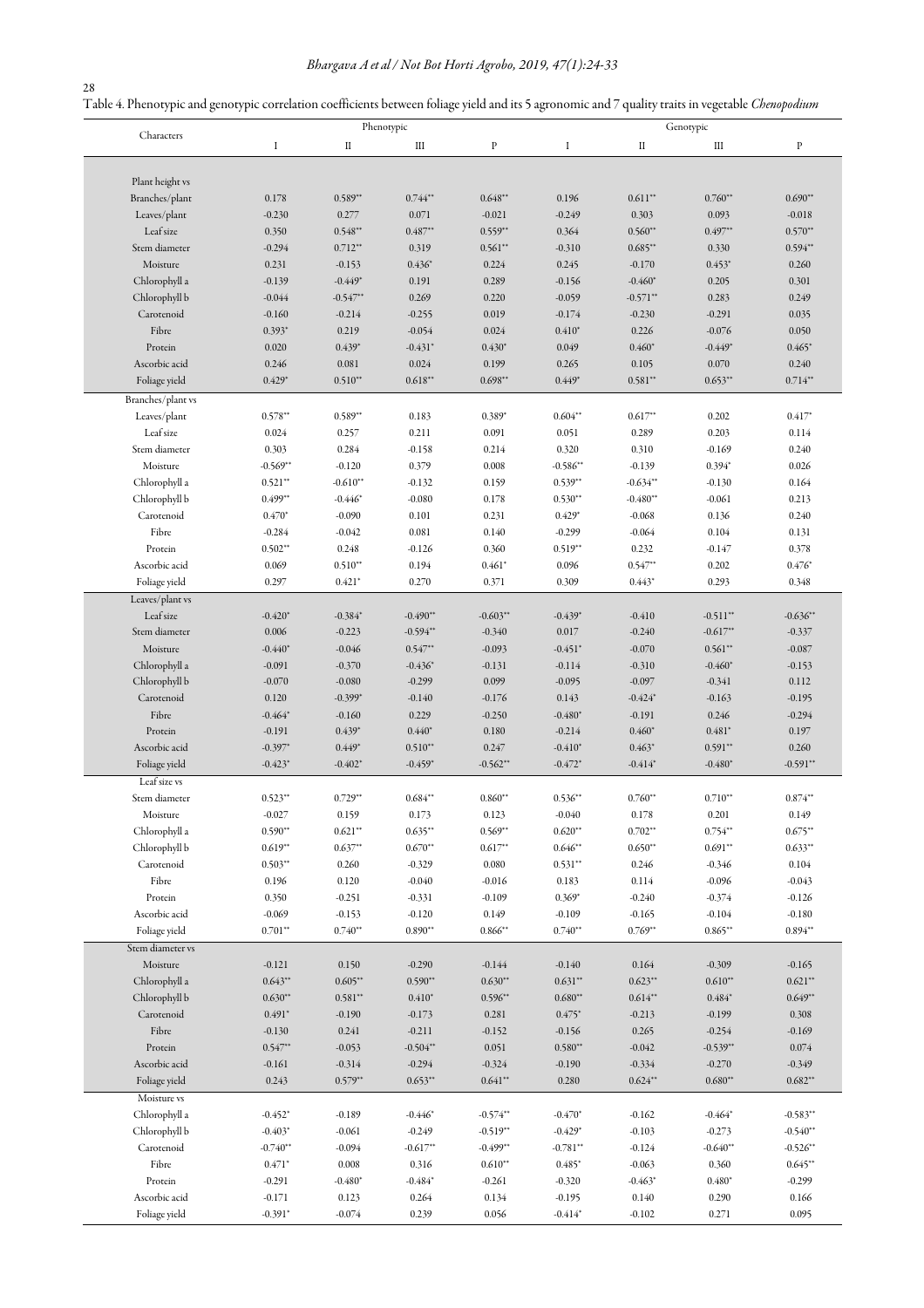Table 4. Phenotypic and genotypic correlation coefficients between foliage yield and its 5 agronomic and 7 quality traits in vegetable *Chenopodium*

| Characters | Phenotypic | | | | Genotypic | | | |
|---|---|---|---|---|---|---|---|---|
| | I | II | III | P | I | II | III | P |
| **Plant height vs** | | | | | | | | |
| Branches/plant | 0.178 | 0.589** | 0.744** | 0.648** | 0.196 | 0.611** | 0.760** | 0.690** |
| Leaves/plant | -0.230 | 0.277 | 0.071 | -0.021 | -0.249 | 0.303 | 0.093 | -0.018 |
| Leaf size | 0.350 | 0.548** | 0.487** | 0.559** | 0.364 | 0.560** | 0.497** | 0.570** |
| Stem diameter | -0.294 | 0.712** | 0.319 | 0.561** | -0.310 | 0.685** | 0.330 | 0.594** |
| Moisture | 0.231 | -0.153 | 0.436* | 0.224 | 0.245 | -0.170 | 0.453* | 0.260 |
| Chlorophyll a | -0.139 | -0.449* | 0.191 | 0.289 | -0.156 | -0.460* | 0.205 | 0.301 |
| Chlorophyll b | -0.044 | -0.547** | 0.269 | 0.220 | -0.059 | -0.571** | 0.283 | 0.249 |
| Carotenoid | -0.160 | -0.214 | -0.255 | 0.019 | -0.174 | -0.230 | -0.291 | 0.035 |
| Fibre | 0.393* | 0.219 | -0.054 | 0.024 | 0.410* | 0.226 | -0.076 | 0.050 |
| Protein | 0.020 | 0.439* | -0.431* | 0.430* | 0.049 | 0.460* | -0.449* | 0.465* |
| Ascorbic acid | 0.246 | 0.081 | 0.024 | 0.199 | 0.265 | 0.105 | 0.070 | 0.240 |
| Foliage yield | 0.429* | 0.510** | 0.618** | 0.698** | 0.449* | 0.581** | 0.653** | 0.714** |
| **Branches/plant vs** | | | | | | | | |
| Leaves/plant | 0.578** | 0.589** | 0.183 | 0.389* | 0.604** | 0.617** | 0.202 | 0.417* |
| Leaf size | 0.024 | 0.257 | 0.211 | 0.091 | 0.051 | 0.289 | 0.203 | 0.114 |
| Stem diameter | 0.303 | 0.284 | -0.158 | 0.214 | 0.320 | 0.310 | -0.169 | 0.240 |
| Moisture | -0.569** | -0.120 | 0.379 | 0.008 | -0.586** | -0.139 | 0.394* | 0.026 |
| Chlorophyll a | 0.521** | -0.610** | -0.132 | 0.159 | 0.539** | -0.634** | -0.130 | 0.164 |
| Chlorophyll b | 0.499** | -0.446* | -0.080 | 0.178 | 0.530** | -0.480** | -0.061 | 0.213 |
| Carotenoid | 0.470* | -0.090 | 0.101 | 0.231 | 0.429* | -0.068 | 0.136 | 0.240 |
| Fibre | -0.284 | -0.042 | 0.081 | 0.140 | -0.299 | -0.064 | 0.104 | 0.131 |
| Protein | 0.502** | 0.248 | -0.126 | 0.360 | 0.519** | 0.232 | -0.147 | 0.378 |
| Ascorbic acid | 0.069 | 0.510** | 0.194 | 0.461* | 0.096 | 0.547** | 0.202 | 0.476* |
| Foliage yield | 0.297 | 0.421* | 0.270 | 0.371 | 0.309 | 0.443* | 0.293 | 0.348 |
| **Leaves/plant vs** | | | | | | | | |
| Leaf size | -0.420* | -0.384* | -0.490** | -0.603** | -0.439* | -0.410 | -0.511** | -0.636** |
| Stem diameter | 0.006 | -0.223 | -0.594** | -0.340 | 0.017 | -0.240 | -0.617** | -0.337 |
| Moisture | -0.440* | -0.046 | 0.547** | -0.093 | -0.451* | -0.070 | 0.561** | -0.087 |
| Chlorophyll a | -0.091 | -0.370 | -0.436* | -0.131 | -0.114 | -0.310 | -0.460* | -0.153 |
| Chlorophyll b | -0.070 | -0.080 | -0.299 | 0.099 | -0.095 | -0.097 | -0.341 | 0.112 |
| Carotenoid | 0.120 | -0.399* | -0.140 | -0.176 | 0.143 | -0.424* | -0.163 | -0.195 |
| Fibre | -0.464* | -0.160 | 0.229 | -0.250 | -0.480* | -0.191 | 0.246 | -0.294 |
| Protein | -0.191 | 0.439* | 0.440* | 0.180 | -0.214 | 0.460* | 0.481* | 0.197 |
| Ascorbic acid | -0.397* | 0.449* | 0.510** | 0.247 | -0.410* | 0.463* | 0.591** | 0.260 |
| Foliage yield | -0.423* | -0.402* | -0.459* | -0.562** | -0.472* | -0.414* | -0.480* | -0.591** |
| **Leaf size vs** | | | | | | | | |
| Stem diameter | 0.523** | 0.729** | 0.684** | 0.860** | 0.536** | 0.760** | 0.710** | 0.874** |
| Moisture | -0.027 | 0.159 | 0.173 | 0.123 | -0.040 | 0.178 | 0.201 | 0.149 |
| Chlorophyll a | 0.590** | 0.621** | 0.635** | 0.569** | 0.620** | 0.702** | 0.754** | 0.675** |
| Chlorophyll b | 0.619** | 0.637** | 0.670** | 0.617** | 0.646** | 0.650** | 0.691** | 0.633** |
| Carotenoid | 0.503** | 0.260 | -0.329 | 0.080 | 0.531** | 0.246 | -0.346 | 0.104 |
| Fibre | 0.196 | 0.120 | -0.040 | -0.016 | 0.183 | 0.114 | -0.096 | -0.043 |
| Protein | 0.350 | -0.251 | -0.331 | -0.109 | 0.369* | -0.240 | -0.374 | -0.126 |
| Ascorbic acid | -0.069 | -0.153 | -0.120 | 0.149 | -0.109 | -0.165 | -0.104 | -0.180 |
| Foliage yield | 0.701** | 0.740** | 0.890** | 0.866** | 0.740** | 0.769** | 0.865** | 0.894** |
| **Stem diameter vs** | | | | | | | | |
| Moisture | -0.121 | 0.150 | -0.290 | -0.144 | -0.140 | 0.164 | -0.309 | -0.165 |
| Chlorophyll a | 0.643** | 0.605** | 0.590** | 0.630** | 0.631** | 0.623** | 0.610** | 0.621** |
| Chlorophyll b | 0.630** | 0.581** | 0.410* | 0.596** | 0.680** | 0.614** | 0.484* | 0.649** |
| Carotenoid | 0.491* | -0.190 | -0.173 | 0.281 | 0.475* | -0.213 | -0.199 | 0.308 |
| Fibre | -0.130 | 0.241 | -0.211 | -0.152 | -0.156 | 0.265 | -0.254 | -0.169 |
| Protein | 0.547** | -0.053 | -0.504** | 0.051 | 0.580** | -0.042 | -0.539** | 0.074 |
| Ascorbic acid | -0.161 | -0.314 | -0.294 | -0.324 | -0.190 | -0.334 | -0.270 | -0.349 |
| Foliage yield | 0.243 | 0.579** | 0.653** | 0.641** | 0.280 | 0.624** | 0.680** | 0.682** |
| **Moisture vs** | | | | | | | | |
| Chlorophyll a | -0.452* | -0.189 | -0.446* | -0.574** | -0.470* | -0.162 | -0.464* | -0.583** |
| Chlorophyll b | -0.403* | -0.061 | -0.249 | -0.519** | -0.429* | -0.103 | -0.273 | -0.540** |
| Carotenoid | -0.740** | -0.094 | -0.617** | -0.499** | -0.781** | -0.124 | -0.640** | -0.526** |
| Fibre | 0.471* | 0.008 | 0.316 | 0.610** | 0.485* | -0.063 | 0.360 | 0.645** |
| Protein | -0.291 | -0.480* | -0.484* | -0.261 | -0.320 | -0.463* | 0.480* | -0.299 |
| Ascorbic acid | -0.171 | 0.123 | 0.264 | 0.134 | -0.195 | 0.140 | 0.290 | 0.166 |
| Foliage yield | -0.391* | -0.074 | 0.239 | 0.056 | -0.414* | -0.102 | 0.271 | 0.095 |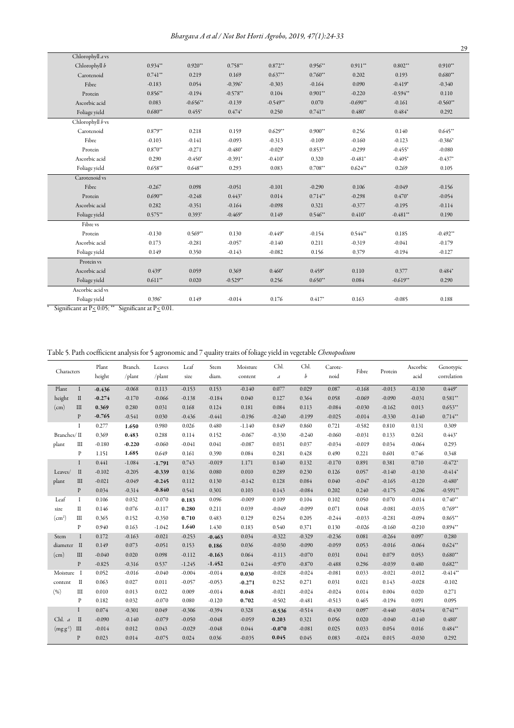| Chlorophyll *a* vs | | | | | | | | |
|---|---|---|---|---|---|---|---|---|
| Chlorophyll *b* | 0.934** | 0.920** | 0.758** | 0.872** | 0.956** | 0.911** | 0.802** | 0.910** |
| Carotenoid | 0.741** | 0.219 | 0.169 | 0.637** | 0.760** | 0.202 | 0.193 | 0.680** |
| Fibre | -0.183 | 0.054 | -0.396* | -0.303 | -0.164 | 0.090 | -0.419* | -0.340 |
| Protein | 0.856** | -0.194 | -0.578** | 0.104 | 0.901** | -0.220 | -0.594** | 0.110 |
| Ascorbic acid | 0.083 | -0.656** | -0.139 | -0.549** | 0.070 | -0.690** | -0.161 | -0.560** |
| Foliage yield | 0.680** | 0.455* | 0.474* | 0.250 | 0.741** | 0.480* | 0.484* | 0.292 |
| Chlorophyll *b* vs | | | | | | | | |
| Carotenoid | 0.879** | 0.218 | 0.159 | 0.629** | 0.900** | 0.256 | 0.140 | 0.645** |
| Fibre | -0.103 | -0.141 | -0.093 | -0.313 | -0.109 | -0.160 | -0.123 | -0.386* |
| Protein | 0.870** | -0.271 | -0.480* | -0.029 | 0.853** | -0.299 | -0.455* | -0.080 |
| Ascorbic acid | 0.290 | -0.450* | -0.391* | -0.410* | 0.320 | -0.481* | -0.405* | -0.437* |
| Foliage yield | 0.658** | 0.648** | 0.293 | 0.083 | 0.708** | 0.624** | 0.269 | 0.105 |
| Carotenoid vs | | | | | | | | |
| Fibre | -0.267 | 0.098 | -0.051 | -0.101 | -0.290 | 0.106 | -0.049 | -0.156 |
| Protein | 0.690** | -0.248 | 0.443* | 0.014 | 0.714** | -0.298 | 0.470* | -0.054 |
| Ascorbic acid | 0.282 | -0.351 | -0.164 | -0.098 | 0.321 | -0.377 | -0.195 | -0.114 |
| Foliage yield | 0.575** | 0.393* | -0.469* | 0.149 | 0.546** | 0.410* | -0.481** | 0.190 |
| Fibre vs | | | | | | | | |
| Protein | -0.130 | 0.569** | 0.130 | -0.449* | -0.154 | 0.544** | 0.185 | -0.492** |
| Ascorbic acid | 0.173 | -0.281 | -0.057 | -0.140 | 0.211 | -0.319 | -0.041 | -0.179 |
| Foliage yield | 0.149 | 0.350 | -0.143 | -0.082 | 0.156 | 0.379 | -0.194 | -0.127 |
| Protein vs | | | | | | | | |
| Ascorbic acid | 0.439* | 0.059 | 0.369 | 0.460* | 0.459* | 0.110 | 0.377 | 0.484* |
| Foliage yield | 0.611** | 0.020 | -0.529** | 0.256 | 0.650** | 0.084 | -0.619** | 0.290 |
| Ascorbic acid vs | | | | | | | | |
| Foliage yield | 0.396* | 0.149 | -0.014 | 0.176 | 0.417* | 0.163 | -0.085 | 0.188 |

\* Significant at P≤ 0.05; ** Significant at P≤ 0.01.

Table 5. Path coefficient analysis for 5 agronomic and 7 quality traits of foliage yield in vegetable *Chenopodium*

| Characters | | Plant height | Branch. /plant | Leaves /plant | Leaf size | Stem diam. | Moisture content | Chl. *a* | Chl. *b* | Carote-noid | Fibre | Protein | Ascorbic acid | Genotypic correlation |
|---|---|---|---|---|---|---|---|---|---|---|---|---|---|---|
| Plant | I | **-0.436** | -0.068 | 0.113 | -0.153 | 0.153 | -0.140 | 0.077 | 0.029 | 0.087 | -0.168 | -0.013 | -0.130 | 0.449* |
| height | II | -0.274 | -0.170 | -0.066 | -0.138 | -0.184 | 0.040 | 0.127 | 0.364 | 0.058 | -0.069 | -0.090 | -0.031 | 0.581** |
| (cm) | III | **0.369** | 0.280 | 0.031 | 0.168 | 0.124 | 0.181 | 0.084 | 0.113 | -0.084 | -0.030 | -0.162 | 0.013 | 0.653** |
| | P | **-0.765** | -0.541 | 0.030 | -0.436 | -0.441 | -0.196 | -0.240 | -0.199 | -0.025 | -0.014 | -0.330 | -0.140 | 0.714** |
| | I | 0.277 | **1.650** | 0.980 | 0.026 | 0.480 | -1.140 | 0.849 | 0.860 | 0.721 | -0.582 | 0.810 | 0.131 | 0.309 |
| Branches/ | II | 0.369 | **0.483** | 0.288 | 0.114 | 0.152 | -0.067 | -0.330 | -0.240 | -0.060 | -0.031 | 0.133 | 0.261 | 0.443* |
| plant | III | -0.180 | **-0.220** | -0.060 | -0.041 | 0.041 | -0.087 | 0.031 | 0.037 | -0.034 | -0.019 | 0.034 | -0.064 | 0.293 |
| | P | 1.151 | **1.685** | 0.649 | 0.161 | 0.390 | 0.084 | 0.281 | 0.428 | 0.490 | 0.221 | 0.601 | 0.746 | 0.348 |
| | I | 0.441 | -1.084 | **-1.791** | 0.743 | -0.019 | 1.171 | 0.140 | 0.132 | -0.170 | 0.891 | 0.381 | 0.710 | -0.472* |
| Leaves/ | II | -0.102 | -0.205 | **-0.339** | 0.136 | 0.080 | 0.010 | 0.289 | 0.230 | 0.126 | 0.057 | -0.140 | -0.130 | -0.414* |
| plant | III | -0.021 | -0.049 | **-0.245** | 0.112 | 0.130 | -0.142 | 0.128 | 0.084 | 0.040 | -0.047 | -0.165 | -0.120 | -0.480* |
| | P | 0.034 | -0.314 | **-0.840** | 0.541 | 0.301 | 0.103 | 0.143 | -0.084 | 0.202 | 0.240 | -0.175 | -0.206 | -0.591** |
| Leaf | I | 0.106 | 0.032 | -0.070 | **0.183** | 0.096 | -0.009 | 0.109 | 0.104 | 0.102 | 0.050 | 0.070 | -0.014 | 0.740** |
| size | II | 0.146 | 0.076 | -0.117 | **0.280** | 0.211 | 0.039 | -0.049 | -0.099 | 0.071 | 0.048 | -0.081 | -0.035 | 0.769** |
| ($cm^2$) | III | 0.365 | 0.152 | -0.350 | **0.710** | 0.483 | 0.129 | 0.254 | 0.205 | -0.244 | -0.033 | -0.281 | -0.094 | 0.865** |
| | P | 0.940 | 0.163 | -1.042 | **1.640** | 1.430 | 0.183 | 0.540 | 0.371 | 0.130 | -0.026 | -0.160 | -0.210 | 0.894** |
| Stem | I | 0.172 | -0.163 | -0.021 | -0.253 | **-0.463** | 0.034 | -0.322 | -0.329 | -0.236 | 0.081 | -0.264 | 0.097 | 0.280 |
| diameter | II | 0.149 | 0.073 | -0.051 | 0.153 | **0.186** | 0.036 | -0.030 | -0.090 | -0.059 | 0.053 | -0.016 | -0.064 | 0.624** |
| (cm) | III | -0.040 | 0.020 | 0.098 | -0.112 | **-0.163** | 0.064 | -0.113 | -0.070 | 0.031 | 0.041 | 0.079 | 0.053 | 0.680** |
| | P | -0.825 | -0.316 | 0.537 | -1.245 | **-1.452** | 0.244 | -0.970 | -0.870 | -0.488 | 0.296 | -0.039 | 0.480 | 0.682** |
| Moisture | I | 0.052 | -0.016 | -0.040 | -0.004 | -0.014 | **0.030** | -0.028 | -0.024 | -0.081 | 0.033 | -0.021 | -0.012 | -0.414** |
| content | II | 0.063 | 0.027 | 0.011 | -0.057 | -0.053 | **-0.271** | 0.252 | 0.271 | 0.031 | 0.021 | 0.143 | -0.028 | -0.102 |
| (%) | III | 0.010 | 0.013 | 0.022 | 0.009 | -0.014 | **0.048** | -0.021 | -0.024 | -0.024 | 0.014 | 0.004 | 0.020 | 0.271 |
| | P | 0.182 | 0.032 | -0.070 | 0.080 | -0.120 | **0.702** | -0.502 | -0.481 | -0.513 | 0.465 | -0.194 | 0.091 | 0.095 |
| | I | 0.074 | -0.301 | 0.049 | -0.306 | -0.394 | 0.328 | **-0.536** | -0.514 | -0.430 | 0.097 | -0.440 | -0.034 | 0.741** |
| Chl. *a* | II | -0.090 | -0.140 | -0.079 | -0.050 | -0.048 | -0.059 | **0.203** | 0.321 | 0.056 | 0.020 | -0.040 | -0.140 | 0.480* |
| ($mg\,g^{-1}$) | III | -0.014 | 0.012 | 0.043 | -0.029 | -0.048 | 0.044 | **-0.070** | -0.081 | 0.025 | 0.033 | 0.054 | 0.016 | 0.484** |
| | P | 0.023 | 0.014 | -0.075 | 0.024 | 0.036 | -0.035 | **0.045** | 0.045 | 0.083 | -0.024 | 0.015 | -0.030 | 0.292 |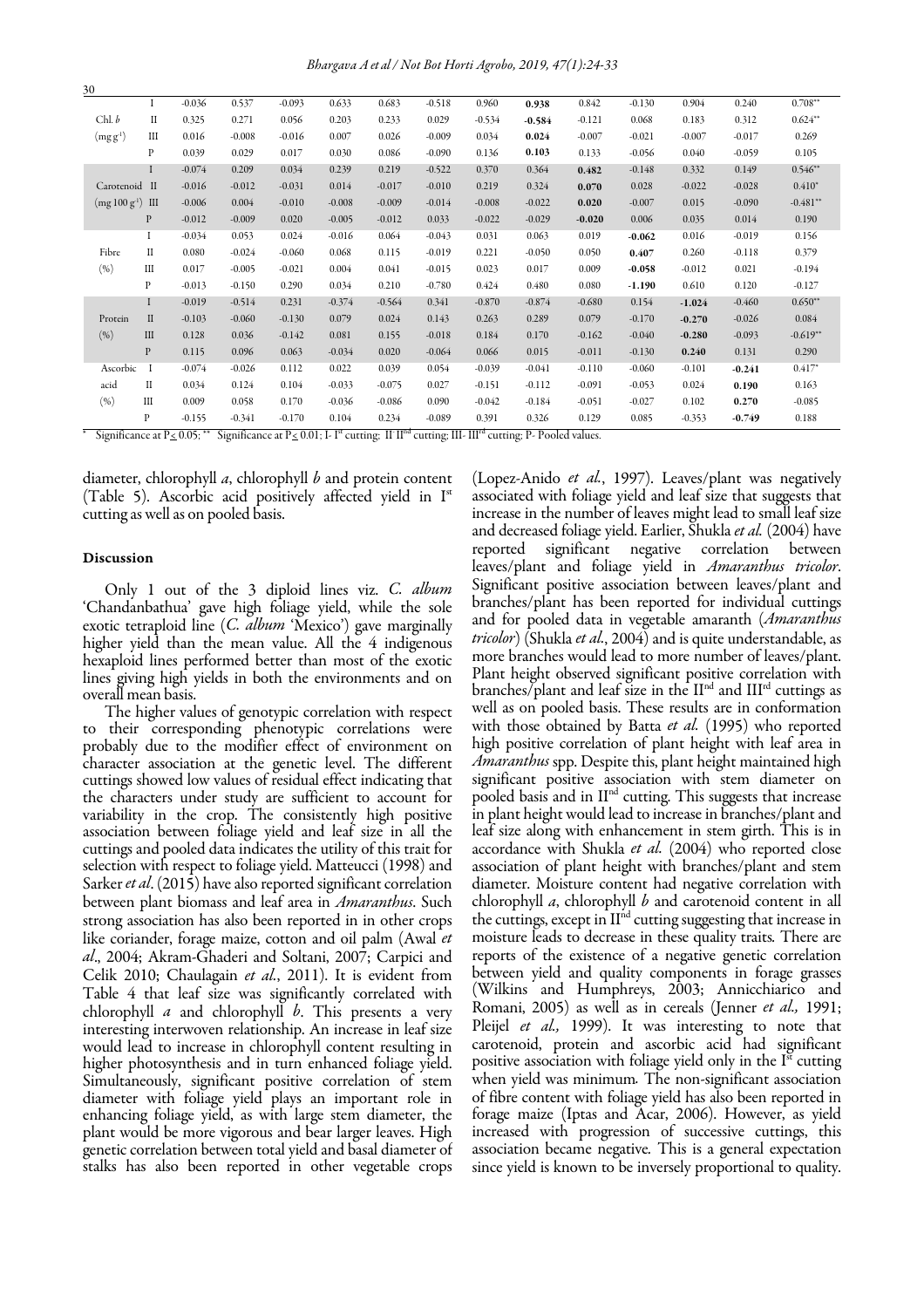| | | | | | | | | | | | | | | |
|---|---|---|---|---|---|---|---|---|---|---|---|---|---|---|
| | I | -0.036 | 0.537 | -0.093 | 0.633 | 0.683 | -0.518 | 0.960 | **0.938** | 0.842 | -0.130 | 0.904 | 0.240 | 0.708** |
| Chl. *b* | II | 0.325 | 0.271 | 0.056 | 0.203 | 0.233 | 0.029 | -0.534 | **-0.584** | -0.121 | 0.068 | 0.183 | 0.312 | 0.624** |
| ($mg\ g^{-1}$) | III | 0.016 | -0.008 | -0.016 | 0.007 | 0.026 | -0.009 | 0.034 | **0.024** | -0.007 | -0.021 | -0.007 | -0.017 | 0.269 |
| | P | 0.039 | 0.029 | 0.017 | 0.030 | 0.086 | -0.090 | 0.136 | **0.103** | 0.133 | -0.056 | 0.040 | -0.059 | 0.105 |
| | I | -0.074 | 0.209 | 0.034 | 0.239 | 0.219 | -0.522 | 0.370 | 0.364 | **0.482** | -0.148 | 0.332 | 0.149 | 0.546** |
| Carotenoid | II | -0.016 | -0.012 | -0.031 | 0.014 | -0.017 | -0.010 | 0.219 | 0.324 | **0.070** | 0.028 | -0.022 | -0.028 | 0.410* |
| ($mg\ 100\ g^{-1}$) | III | -0.006 | 0.004 | -0.010 | -0.008 | -0.009 | -0.014 | -0.008 | -0.022 | **0.020** | -0.007 | 0.015 | -0.090 | -0.481** |
| | P | -0.012 | -0.009 | 0.020 | -0.005 | -0.012 | 0.033 | -0.022 | -0.029 | **-0.020** | 0.006 | 0.035 | 0.014 | 0.190 |
| | I | -0.034 | 0.053 | 0.024 | -0.016 | 0.064 | -0.043 | 0.031 | 0.063 | 0.019 | **-0.062** | 0.016 | -0.019 | 0.156 |
| Fibre | II | 0.080 | -0.024 | -0.060 | 0.068 | 0.115 | -0.019 | 0.221 | -0.050 | 0.050 | **0.407** | 0.260 | -0.118 | 0.379 |
| (%) | III | 0.017 | -0.005 | -0.021 | 0.004 | 0.041 | -0.015 | 0.023 | 0.017 | 0.009 | **-0.058** | -0.012 | 0.021 | -0.194 |
| | P | -0.013 | -0.150 | 0.290 | 0.034 | 0.210 | -0.780 | 0.424 | 0.480 | 0.080 | **-1.190** | 0.610 | 0.120 | -0.127 |
| | I | -0.019 | -0.514 | 0.231 | -0.374 | -0.564 | 0.341 | -0.870 | -0.874 | -0.680 | 0.154 | **-1.024** | -0.460 | 0.650** |
| Protein | II | -0.103 | -0.060 | -0.130 | 0.079 | 0.024 | 0.143 | 0.263 | 0.289 | 0.079 | -0.170 | **-0.270** | -0.026 | 0.084 |
| (%) | III | 0.128 | 0.036 | -0.142 | 0.081 | 0.155 | -0.018 | 0.184 | 0.170 | -0.162 | -0.040 | **-0.280** | -0.093 | -0.619** |
| | P | 0.115 | 0.096 | 0.063 | -0.034 | 0.020 | -0.064 | 0.066 | 0.015 | -0.011 | -0.130 | **0.240** | 0.131 | 0.290 |
| Ascorbic | I | -0.074 | -0.026 | 0.112 | 0.022 | 0.039 | 0.054 | -0.039 | -0.041 | -0.110 | -0.060 | -0.101 | **-0.241** | 0.417* |
| acid | II | 0.034 | 0.124 | 0.104 | -0.033 | -0.075 | 0.027 | -0.151 | -0.112 | -0.091 | -0.053 | 0.024 | **0.190** | 0.163 |
| (%) | III | 0.009 | 0.058 | 0.170 | -0.036 | -0.086 | 0.090 | -0.042 | -0.184 | -0.051 | -0.027 | 0.102 | **0.270** | -0.085 |
| | P | -0.155 | -0.341 | -0.170 | 0.104 | 0.234 | -0.089 | 0.391 | 0.326 | 0.129 | 0.085 | -0.353 | **-0.749** | 0.188 |

\* Significance at $P \leq 0.05$; \*\* Significance at $P \leq 0.01$; I- I[st] cutting; II II[nd] cutting; III- III[rd] cutting; P- Pooled values.

diameter, chlorophyll *a*, chlorophyll *b* and protein content (Table 5). Ascorbic acid positively affected yield in I[st] cutting as well as on pooled basis.

## Discussion

Only 1 out of the 3 diploid lines viz. *C. album* 'Chandanbathua' gave high foliage yield, while the sole exotic tetraploid line (*C. album* 'Mexico') gave marginally higher yield than the mean value. All the 4 indigenous hexaploid lines performed better than most of the exotic lines giving high yields in both the environments and on overall mean basis.

The higher values of genotypic correlation with respect to their corresponding phenotypic correlations were probably due to the modifier effect of environment on character association at the genetic level. The different cuttings showed low values of residual effect indicating that the characters under study are sufficient to account for variability in the crop. The consistently high positive association between foliage yield and leaf size in all the cuttings and pooled data indicates the utility of this trait for selection with respect to foliage yield. Matteucci (1998) and Sarker *et al*. (2015) have also reported significant correlation between plant biomass and leaf area in *Amaranthus*. Such strong association has also been reported in in other crops like coriander, forage maize, cotton and oil palm (Awal *et al*., 2004; Akram-Ghaderi and Soltani, 2007; Carpici and Celik 2010; Chaulagain *et al.*, 2011). It is evident from Table 4 that leaf size was significantly correlated with chlorophyll *a* and chlorophyll *b*. This presents a very interesting interwoven relationship. An increase in leaf size would lead to increase in chlorophyll content resulting in higher photosynthesis and in turn enhanced foliage yield. Simultaneously, significant positive correlation of stem diameter with foliage yield plays an important role in enhancing foliage yield, as with large stem diameter, the plant would be more vigorous and bear larger leaves. High genetic correlation between total yield and basal diameter of stalks has also been reported in other vegetable crops (Lopez-Anido *et al.*, 1997). Leaves/plant was negatively associated with foliage yield and leaf size that suggests that increase in the number of leaves might lead to small leaf size and decreased foliage yield. Earlier, Shukla *et al.* (2004) have reported significant negative correlation between leaves/plant and foliage yield in *Amaranthus tricolor*. Significant positive association between leaves/plant and branches/plant has been reported for individual cuttings and for pooled data in vegetable amaranth (*Amaranthus tricolor*) (Shukla *et al.*, 2004) and is quite understandable, as more branches would lead to more number of leaves/plant. Plant height observed significant positive correlation with branches/plant and leaf size in the II[nd] and III[rd] cuttings as well as on pooled basis. These results are in conformation with those obtained by Batta *et al.* (1995) who reported high positive correlation of plant height with leaf area in *Amaranthus* spp. Despite this, plant height maintained high significant positive association with stem diameter on pooled basis and in II[nd] cutting. This suggests that increase in plant height would lead to increase in branches/plant and leaf size along with enhancement in stem girth. This is in accordance with Shukla *et al.* (2004) who reported close association of plant height with branches/plant and stem diameter. Moisture content had negative correlation with chlorophyll *a*, chlorophyll *b* and carotenoid content in all the cuttings, except in II[nd] cutting suggesting that increase in moisture leads to decrease in these quality traits. There are reports of the existence of a negative genetic correlation between yield and quality components in forage grasses (Wilkins and Humphreys, 2003; Annicchiarico and Romani, 2005) as well as in cereals (Jenner *et al.,* 1991; Pleijel *et al.,* 1999). It was interesting to note that carotenoid, protein and ascorbic acid had significant positive association with foliage yield only in the I[st] cutting when yield was minimum. The non-significant association of fibre content with foliage yield has also been reported in forage maize (Iptas and Acar, 2006). However, as yield increased with progression of successive cuttings, this association became negative. This is a general expectation since yield is known to be inversely proportional to quality.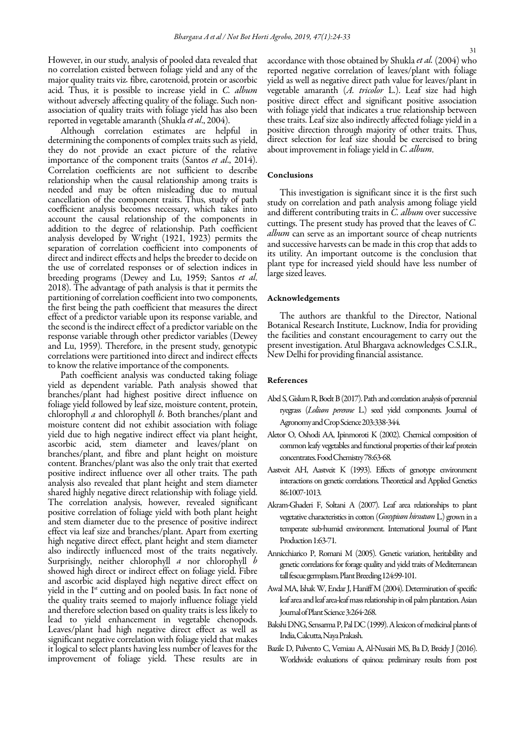However, in our study, analysis of pooled data revealed that no correlation existed between foliage yield and any of the major quality traits viz. fibre, carotenoid, protein or ascorbic acid. Thus, it is possible to increase yield in *C. album* without adversely affecting quality of the foliage. Such non-association of quality traits with foliage yield has also been reported in vegetable amaranth (Shukla *et al*., 2004).

Although correlation estimates are helpful in determining the components of complex traits such as yield, they do not provide an exact picture of the relative importance of the component traits (Santos *et al*., 2014). Correlation coefficients are not sufficient to describe relationship when the causal relationship among traits is needed and may be often misleading due to mutual cancellation of the component traits. Thus, study of path coefficient analysis becomes necessary, which takes into account the causal relationship of the components in addition to the degree of relationship. Path coefficient analysis developed by Wright (1921, 1923) permits the separation of correlation coefficient into components of direct and indirect effects and helps the breeder to decide on the use of correlated responses or of selection indices in breeding programs (Dewey and Lu, 1959; Santos *et al*. 2018). The advantage of path analysis is that it permits the partitioning of correlation coefficient into two components, the first being the path coefficient that measures the direct effect of a predictor variable upon its response variable, and the second is the indirect effect of a predictor variable on the response variable through other predictor variables (Dewey and Lu, 1959). Therefore, in the present study, genotypic correlations were partitioned into direct and indirect effects to know the relative importance of the components.

Path coefficient analysis was conducted taking foliage yield as dependent variable. Path analysis showed that branches/plant had highest positive direct influence on foliage yield followed by leaf size, moisture content, protein, chlorophyll *a* and chlorophyll *b*. Both branches/plant and moisture content did not exhibit association with foliage yield due to high negative indirect effect via plant height, ascorbic acid, stem diameter and leaves/plant on branches/plant, and fibre and plant height on moisture content. Branches/plant was also the only trait that exerted positive indirect influence over all other traits. The path analysis also revealed that plant height and stem diameter shared highly negative direct relationship with foliage yield. The correlation analysis, however, revealed significant positive correlation of foliage yield with both plant height and stem diameter due to the presence of positive indirect effect via leaf size and branches/plant. Apart from exerting high negative direct effect, plant height and stem diameter also indirectly influenced most of the traits negatively. Surprisingly, neither chlorophyll *a* nor chlorophyll *b* showed high direct or indirect effect on foliage yield. Fibre and ascorbic acid displayed high negative direct effect on yield in the I[st] cutting and on pooled basis. In fact none of the quality traits seemed to majorly influence foliage yield and therefore selection based on quality traits is less likely to lead to yield enhancement in vegetable chenopods. Leaves/plant had high negative direct effect as well as significant negative correlation with foliage yield that makes it logical to select plants having less number of leaves for the improvement of foliage yield. These results are in accordance with those obtained by Shukla *et al.* (2004) who reported negative correlation of leaves/plant with foliage yield as well as negative direct path value for leaves/plant in vegetable amaranth (*A. tricolor* L.). Leaf size had high positive direct effect and significant positive association with foliage yield that indicates a true relationship between these traits. Leaf size also indirectly affected foliage yield in a positive direction through majority of other traits. Thus, direct selection for leaf size should be exercised to bring about improvement in foliage yield in *C. album*.

## Conclusions

This investigation is significant since it is the first such study on correlation and path analysis among foliage yield and different contributing traits in *C. album* over successive cuttings. The present study has proved that the leaves of *C. album* can serve as an important source of cheap nutrients and successive harvests can be made in this crop that adds to its utility. An important outcome is the conclusion that plant type for increased yield should have less number of large sized leaves.

## Acknowledgements

The authors are thankful to the Director, National Botanical Research Institute, Lucknow, India for providing the facilities and constant encouragement to carry out the present investigation. Atul Bhargava acknowledges C.S.I.R., New Delhi for providing financial assistance.

## References

Abel S, Gislum R, Boelt B (2017). Path and correlation analysis of perennial ryegrass (*Lolium perenne* L.) seed yield components. Journal of Agronomy and Crop Science 203:338-344.

Aletor O, Oshodi AA, Ipinmoroti K (2002). Chemical composition of common leafy vegetables and functional properties of their leaf protein concentrates. Food Chemistry 78:63-68.

Aastveit AH, Aastveit K (1993). Effects of genotype environment interactions on genetic correlations. Theoretical and Applied Genetics 86:1007-1013.

Akram-Ghaderi F, Soltani A (2007). Leaf area relationships to plant vegetative characteristics in cotton (*Gossypium hirsutum* L.) grown in a temperate sub-humid environment. International Journal of Plant Production 1:63-71.

Annicchiarico P, Romani M (2005). Genetic variation, heritability and genetic correlations for forage quality and yield traits of Mediterranean tall fescue germplasm. Plant Breeding 124:99-101.

Awal MA, Ishak W, Endar J, Haniff M (2004). Determination of specific leaf area and leaf area-leaf mass relationship in oil palm plantation. Asian Journal of Plant Science 3:264-268.

Bakshi DNG, Sensarma P, Pal DC (1999). A lexicon of medicinal plants of India, Calcutta, Naya Prakash.

Bazile D, Pulvento C, Verniau A, Al-Nusairi MS, Ba D, Breidy J (2016). Worldwide evaluations of quinoa: preliminary results from post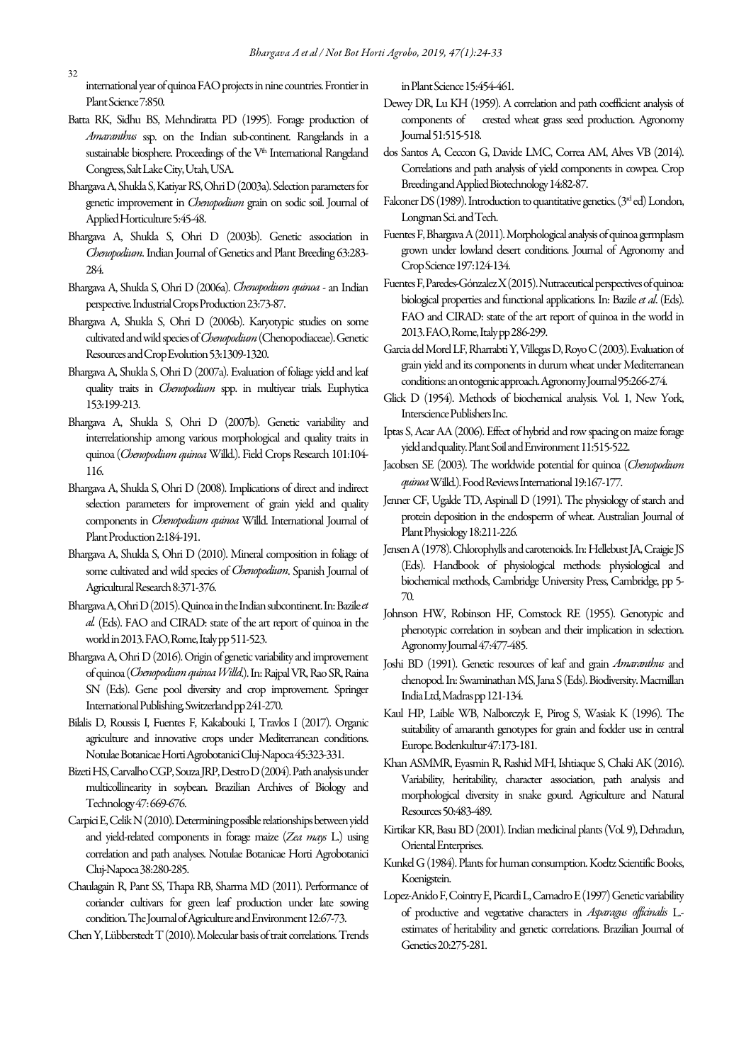international year of quinoa FAO projects in nine countries. Frontier in Plant Science 7:850.

Batta RK, Sidhu BS, Mehndiratta PD (1995). Forage production of *Amaranthus* ssp. on the Indian sub-continent. Rangelands in a sustainable biosphere. Proceedings of the V[th] International Rangeland Congress, Salt Lake City, Utah, USA.

Bhargava A, Shukla S, Katiyar RS, Ohri D (2003a). Selection parameters for genetic improvement in *Chenopodium* grain on sodic soil. Journal of Applied Horticulture 5:45-48.

Bhargava A, Shukla S, Ohri D (2003b). Genetic association in *Chenopodium*. Indian Journal of Genetics and Plant Breeding 63:283-284.

Bhargava A, Shukla S, Ohri D (2006a). *Chenopodium quinoa* - an Indian perspective. Industrial Crops Production 23:73-87.

Bhargava A, Shukla S, Ohri D (2006b). Karyotypic studies on some cultivated and wild species of *Chenopodium* (Chenopodiaceae). Genetic Resources and Crop Evolution 53:1309-1320.

Bhargava A, Shukla S, Ohri D (2007a). Evaluation of foliage yield and leaf quality traits in *Chenopodium* spp. in multiyear trials. Euphytica 153:199-213.

Bhargava A, Shukla S, Ohri D (2007b). Genetic variability and interrelationship among various morphological and quality traits in quinoa (*Chenopodium quinoa* Willd.). Field Crops Research 101:104-116.

Bhargava A, Shukla S, Ohri D (2008). Implications of direct and indirect selection parameters for improvement of grain yield and quality components in *Chenopodium quinoa* Willd. International Journal of Plant Production 2:184-191.

Bhargava A, Shukla S, Ohri D (2010). Mineral composition in foliage of some cultivated and wild species of *Chenopodium*. Spanish Journal of Agricultural Research 8:371-376.

Bhargava A, Ohri D (2015). Quinoa in the Indian subcontinent. In: Bazile *et al.* (Eds). FAO and CIRAD: state of the art report of quinoa in the world in 2013. FAO, Rome, Italy pp 511-523.

Bhargava A, Ohri D (2016). Origin of genetic variability and improvement of quinoa (*Chenopodium quinoa Willd.*). In: Rajpal VR, Rao SR, Raina SN (Eds). Gene pool diversity and crop improvement. Springer International Publishing, Switzerland pp 241-270.

Bilalis D, Roussis I, Fuentes F, Kakabouki I, Travlos I (2017). Organic agriculture and innovative crops under Mediterranean conditions. Notulae Botanicae Horti Agrobotanici Cluj-Napoca 45:323-331.

Bizeti HS, Carvalho CGP, Souza JRP, Destro D (2004). Path analysis under multicollinearity in soybean. Brazilian Archives of Biology and Technology 47: 669-676.

Carpici E, Celik N (2010). Determining possible relationships between yield and yield-related components in forage maize (*Zea mays* L.) using correlation and path analyses. Notulae Botanicae Horti Agrobotanici Cluj-Napoca 38:280-285.

Chaulagain R, Pant SS, Thapa RB, Sharma MD (2011). Performance of coriander cultivars for green leaf production under late sowing condition. The Journal of Agriculture and Environment 12:67-73.

Chen Y, Lübberstedt T (2010). Molecular basis of trait correlations. Trends in Plant Science 15:454-461.

Dewey DR, Lu KH (1959). A correlation and path coefficient analysis of components of crested wheat grass seed production. Agronomy Journal 51:515-518.

dos Santos A, Ceccon G, Davide LMC, Correa AM, Alves VB (2014). Correlations and path analysis of yield components in cowpea. Crop Breeding and Applied Biotechnology 14:82-87.

Falconer DS (1989). Introduction to quantitative genetics. (3[rd] ed) London, Longman Sci. and Tech.

Fuentes F, Bhargava A (2011). Morphological analysis of quinoa germplasm grown under lowland desert conditions. Journal of Agronomy and Crop Science 197:124-134.

Fuentes F, Paredes-González X (2015). Nutraceutical perspectives of quinoa: biological properties and functional applications. In: Bazile *et al*. (Eds). FAO and CIRAD: state of the art report of quinoa in the world in 2013. FAO, Rome, Italy pp 286-299.

Garcia del Morel LF, Rharrabti Y, Villegas D, Royo C (2003). Evaluation of grain yield and its components in durum wheat under Mediterranean conditions: an ontogenic approach. Agronomy Journal 95:266-274.

Glick D (1954). Methods of biochemical analysis. Vol. 1, New York, Interscience Publishers Inc.

Iptas S, Acar AA (2006). Effect of hybrid and row spacing on maize forage yield and quality. Plant Soil and Environment 11:515-522.

Jacobsen SE (2003). The worldwide potential for quinoa (*Chenopodium quinoa* Willd.). Food Reviews International 19:167-177.

Jenner CF, Ugalde TD, Aspinall D (1991). The physiology of starch and protein deposition in the endosperm of wheat. Australian Journal of Plant Physiology 18:211-226.

Jensen A (1978). Chlorophylls and carotenoids. In: Hellebust JA, Craigie JS (Eds). Handbook of physiological methods: physiological and biochemical methods, Cambridge University Press, Cambridge, pp 5-70.

Johnson HW, Robinson HF, Comstock RE (1955). Genotypic and phenotypic correlation in soybean and their implication in selection. Agronomy Journal 47:477-485.

Joshi BD (1991). Genetic resources of leaf and grain *Amaranthus* and chenopod. In: Swaminathan MS, Jana S (Eds). Biodiversity. Macmillan India Ltd, Madras pp 121-134.

Kaul HP, Laible WB, Nalborczyk E, Pirog S, Wasiak K (1996). The suitability of amaranth genotypes for grain and fodder use in central Europe. Bodenkultur 47:173-181.

Khan ASMMR, Eyasmin R, Rashid MH, Ishtiaque S, Chaki AK (2016). Variability, heritability, character association, path analysis and morphological diversity in snake gourd. Agriculture and Natural Resources 50:483-489.

Kirtikar KR, Basu BD (2001). Indian medicinal plants (Vol. 9), Dehradun, Oriental Enterprises.

Kunkel G (1984). Plants for human consumption. Koeltz Scientific Books, Koenigstein.

Lopez-Anido F, Cointry E, Picardi L, Camadro E (1997) Genetic variability of productive and vegetative characters in *Asparagus officinalis* L.- estimates of heritability and genetic correlations. Brazilian Journal of Genetics 20:275-281.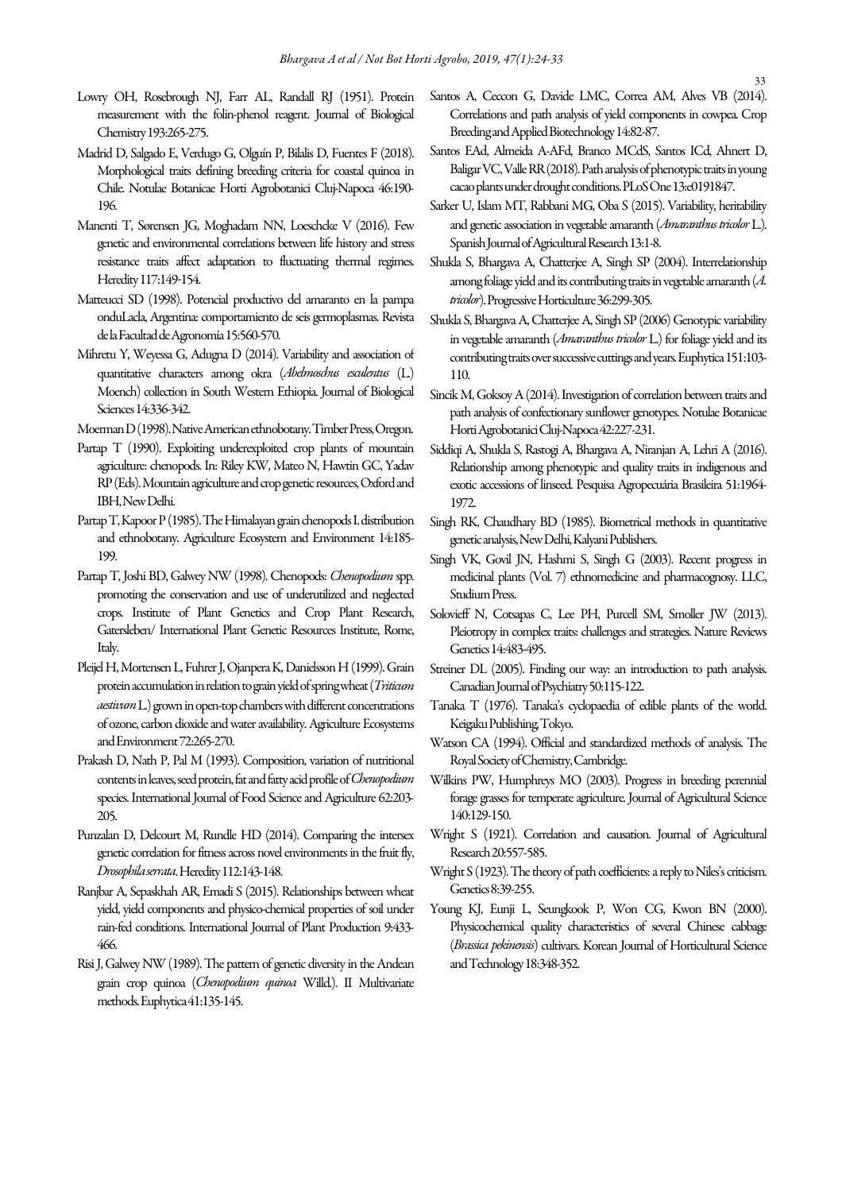Lowry OH, Rosebrough NJ, Farr AL, Randall RJ (1951). Protein measurement with the folin-phenol reagent. Journal of Biological Chemistry 193:265-275.

Madrid D, Salgado E, Verdugo G, Olguín P, Bilalis D, Fuentes F (2018). Morphological traits defining breeding criteria for coastal quinoa in Chile. Notulae Botanicae Horti Agrobotanici Cluj-Napoca 46:190-196.

Manenti T, Sørensen JG, Moghadam NN, Loeschcke V (2016). Few genetic and environmental correlations between life history and stress resistance traits affect adaptation to fluctuating thermal regimes. Heredity 117:149-154.

Matteucci SD (1998). Potencial productivo del amaranto en la pampa onduLada, Argentina: comportamiento de seis germoplasmas. Revista de la Facultad de Agronomía 15:560-570.

Mihretu Y, Weyessa G, Adugna D (2014). Variability and association of quantitative characters among okra (*Abelmoschus esculentus* (L.) Moench) collection in South Western Ethiopia. Journal of Biological Sciences 14:336-342.

Moerman D (1998). Native American ethnobotany. Timber Press, Oregon.

Partap T (1990). Exploiting underexploited crop plants of mountain agriculture: chenopods. In: Riley KW, Mateo N, Hawtin GC, Yadav RP (Eds). Mountain agriculture and crop genetic resources, Oxford and IBH, New Delhi.

Partap T, Kapoor P (1985). The Himalayan grain chenopods I. distribution and ethnobotany. Agriculture Ecosystem and Environment 14:185-199.

Partap T, Joshi BD, Galwey NW (1998). Chenopods: *Chenopodium* spp. promoting the conservation and use of underutilized and neglected crops. Institute of Plant Genetics and Crop Plant Research, Gatersleben/ International Plant Genetic Resources Institute, Rome, Italy.

Pleijel H, Mortensen L, Fuhrer J, Ojanpera K, Danielsson H (1999). Grain protein accumulation in relation to grain yield of spring wheat (*Triticum aestivum* L.) grown in open-top chambers with different concentrations of ozone, carbon dioxide and water availability. Agriculture Ecosystems and Environment 72:265-270.

Prakash D, Nath P, Pal M (1993). Composition, variation of nutritional contents in leaves, seed protein, fat and fatty acid profile of *Chenopodium* species. International Journal of Food Science and Agriculture 62:203-205.

Punzalan D, Delcourt M, Rundle HD (2014). Comparing the intersex genetic correlation for fitness across novel environments in the fruit fly, *Drosophila serrata*. Heredity 112:143-148.

Ranjbar A, Sepaskhah AR, Emadi S (2015). Relationships between wheat yield, yield components and physico-chemical properties of soil under rain-fed conditions. International Journal of Plant Production 9:433-466.

Risi J, Galwey NW (1989). The pattern of genetic diversity in the Andean grain crop quinoa (*Chenopodium quinoa* Willd.). II Multivariate methods. Euphytica 41:135-145.

Santos A, Ceccon G, Davide LMC, Correa AM, Alves VB (2014). Correlations and path analysis of yield components in cowpea. Crop Breeding and Applied Biotechnology 14:82-87.

Santos EAd, Almeida A-AFd, Branco MCdS, Santos ICd, Ahnert D, Baligar VC, Valle RR (2018). Path analysis of phenotypic traits in young cacao plants under drought conditions. PLoS One 13:e0191847.

Sarker U, Islam MT, Rabbani MG, Oba S (2015). Variability, heritability and genetic association in vegetable amaranth (*Amaranthus tricolor* L.). Spanish Journal of Agricultural Research 13:1-8.

Shukla S, Bhargava A, Chatterjee A, Singh SP (2004). Interrelationship among foliage yield and its contributing traits in vegetable amaranth (*A. tricolor*). Progressive Horticulture 36:299-305.

Shukla S, Bhargava A, Chatterjee A, Singh SP (2006) Genotypic variability in vegetable amaranth (*Amaranthus tricolor* L.) for foliage yield and its contributing traits over successive cuttings and years. Euphytica 151:103-110.

Sincik M, Goksoy A (2014). Investigation of correlation between traits and path analysis of confectionary sunflower genotypes. Notulae Botanicae Horti Agrobotanici Cluj-Napoca 42:227-231.

Siddiqi A, Shukla S, Rastogi A, Bhargava A, Niranjan A, Lehri A (2016). Relationship among phenotypic and quality traits in indigenous and exotic accessions of linseed. Pesquisa Agropecuária Brasileira 51:1964-1972.

Singh RK, Chaudhary BD (1985). Biometrical methods in quantitative genetic analysis, New Delhi, Kalyani Publishers.

Singh VK, Govil JN, Hashmi S, Singh G (2003). Recent progress in medicinal plants (Vol. 7) ethnomedicine and pharmacognosy. LLC, Studium Press.

Solovieff N, Cotsapas C, Lee PH, Purcell SM, Smoller JW (2013). Pleiotropy in complex traits: challenges and strategies. Nature Reviews Genetics 14:483-495.

Streiner DL (2005). Finding our way: an introduction to path analysis. Canadian Journal of Psychiatry 50:115-122.

Tanaka T (1976). Tanaka's cyclopaedia of edible plants of the world. Keigaku Publishing, Tokyo.

Watson CA (1994). Official and standardized methods of analysis. The Royal Society of Chemistry, Cambridge.

Wilkins PW, Humphreys MO (2003). Progress in breeding perennial forage grasses for temperate agriculture. Journal of Agricultural Science 140:129-150.

Wright S (1921). Correlation and causation. Journal of Agricultural Research 20:557-585.

Wright S (1923). The theory of path coefficients: a reply to Niles's criticism. Genetics 8:39-255.

Young KJ, Eunji L, Seungkook P, Won CG, Kwon BN (2000). Physicochemical quality characteristics of several Chinese cabbage (*Brassica pekinensis*) cultivars. Korean Journal of Horticultural Science and Technology 18:348-352.